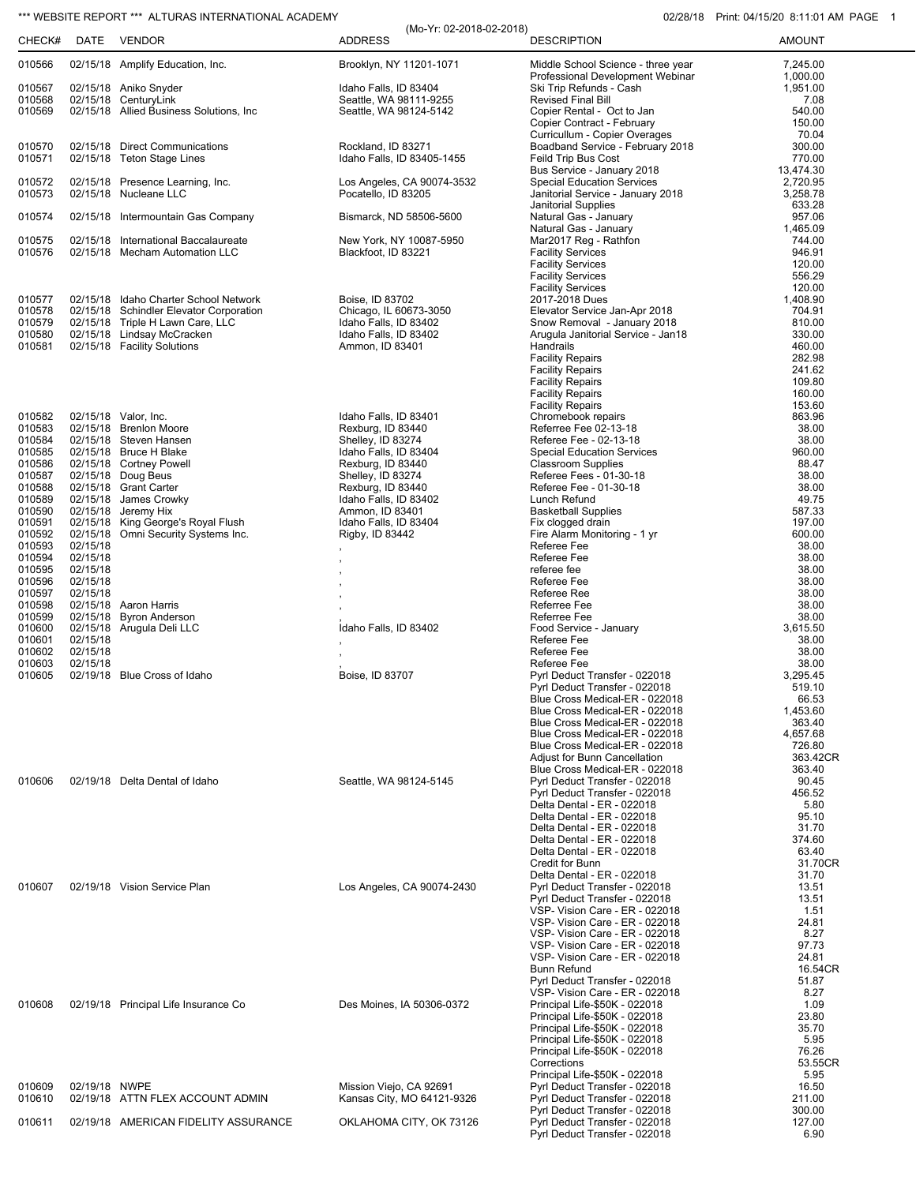*** WEBSITE REPORT *** ALTURAS INTERNATIONAL ACADEMY

02/28/18 Print: 04/15/20 8:11:01 AM PAGE 1

(Mo-Yr: 02-2018-02-2018)

| CHECK# | DATE | VENDOR | ADDRESS | DESCRIPTION | AMOUNT |
|---|---|---|---|---|---|
| 010566 | 02/15/18 | Amplify Education, Inc. | Brooklyn, NY 11201-1071 | Middle School Science - three year | 7,245.00 |
| | | | | Professional Development Webinar | 1,000.00 |
| 010567 | 02/15/18 | Aniko Snyder | Idaho Falls, ID 83404 | Ski Trip Refunds - Cash | 1,951.00 |
| 010568 | 02/15/18 | CenturyLink | Seattle, WA 98111-9255 | Revised Final Bill | 7.08 |
| 010569 | 02/15/18 | Allied Business Solutions, Inc | Seattle, WA 98124-5142 | Copier Rental - Oct to Jan | 540.00 |
| | | | | Copier Contract - February | 150.00 |
| | | | | Curricullum - Copier Overages | 70.04 |
| 010570 | 02/15/18 | Direct Communications | Rockland, ID 83271 | Boadband Service - February 2018 | 300.00 |
| 010571 | 02/15/18 | Teton Stage Lines | Idaho Falls, ID 83405-1455 | Feild Trip Bus Cost | 770.00 |
| | | | | Bus Service - January 2018 | 13,474.30 |
| 010572 | 02/15/18 | Presence Learning, Inc. | Los Angeles, CA 90074-3532 | Special Education Services | 2,720.95 |
| 010573 | 02/15/18 | Nucleane LLC | Pocatello, ID 83205 | Janitorial Service - January 2018 | 3,258.78 |
| | | | | Janitorial Supplies | 633.28 |
| 010574 | 02/15/18 | Intermountain Gas Company | Bismarck, ND 58506-5600 | Natural Gas - January | 957.06 |
| | | | | Natural Gas - January | 1,465.09 |
| 010575 | 02/15/18 | International Baccalaureate | New York, NY 10087-5950 | Mar2017 Reg - Rathfon | 744.00 |
| 010576 | 02/15/18 | Mecham Automation LLC | Blackfoot, ID 83221 | Facility Services | 946.91 |
| | | | | Facility Services | 120.00 |
| | | | | Facility Services | 556.29 |
| | | | | Facility Services | 120.00 |
| 010577 | 02/15/18 | Idaho Charter School Network | Boise, ID 83702 | 2017-2018 Dues | 1,408.90 |
| 010578 | 02/15/18 | Schindler Elevator Corporation | Chicago, IL 60673-3050 | Elevator Service Jan-Apr 2018 | 704.91 |
| 010579 | 02/15/18 | Triple H Lawn Care, LLC | Idaho Falls, ID 83402 | Snow Removal - January 2018 | 810.00 |
| 010580 | 02/15/18 | Lindsay McCracken | Idaho Falls, ID 83402 | Arugula Janitorial Service - Jan18 | 330.00 |
| 010581 | 02/15/18 | Facility Solutions | Ammon, ID 83401 | Handrails | 460.00 |
| | | | | Facility Repairs | 282.98 |
| | | | | Facility Repairs | 241.62 |
| | | | | Facility Repairs | 109.80 |
| | | | | Facility Repairs | 160.00 |
| | | | | Facility Repairs | 153.60 |
| 010582 | 02/15/18 | Valor, Inc. | Idaho Falls, ID 83401 | Chromebook repairs | 863.96 |
| 010583 | 02/15/18 | Brenlon Moore | Rexburg, ID 83440 | Referree Fee 02-13-18 | 38.00 |
| 010584 | 02/15/18 | Steven Hansen | Shelley, ID 83274 | Referee Fee - 02-13-18 | 38.00 |
| 010585 | 02/15/18 | Bruce H Blake | Idaho Falls, ID 83404 | Special Education Services | 960.00 |
| 010586 | 02/15/18 | Cortney Powell | Rexburg, ID 83440 | Classroom Supplies | 88.47 |
| 010587 | 02/15/18 | Doug Beus | Shelley, ID 83274 | Referee Fees - 01-30-18 | 38.00 |
| 010588 | 02/15/18 | Grant Carter | Rexburg, ID 83440 | Referee Fee - 01-30-18 | 38.00 |
| 010589 | 02/15/18 | James Crowky | Idaho Falls, ID 83402 | Lunch Refund | 49.75 |
| 010590 | 02/15/18 | Jeremy Hix | Ammon, ID 83401 | Basketball Supplies | 587.33 |
| 010591 | 02/15/18 | King George's Royal Flush | Idaho Falls, ID 83404 | Fix clogged drain | 197.00 |
| 010592 | 02/15/18 | Omni Security Systems Inc. | Rigby, ID 83442 | Fire Alarm Monitoring - 1 yr | 600.00 |
| 010593 | 02/15/18 | | , | Referee Fee | 38.00 |
| 010594 | 02/15/18 | | , | Referee Fee | 38.00 |
| 010595 | 02/15/18 | | , | referee fee | 38.00 |
| 010596 | 02/15/18 | | , | Referee Fee | 38.00 |
| 010597 | 02/15/18 | | , | Referee Ree | 38.00 |
| 010598 | 02/15/18 | Aaron Harris | , | Referree Fee | 38.00 |
| 010599 | 02/15/18 | Byron Anderson | , | Referree Fee | 38.00 |
| 010600 | 02/15/18 | Arugula Deli LLC | Idaho Falls, ID 83402 | Food Service - January | 3,615.50 |
| 010601 | 02/15/18 | | , | Referee Fee | 38.00 |
| 010602 | 02/15/18 | | , | Referee Fee | 38.00 |
| 010603 | 02/15/18 | | , | Referee Fee | 38.00 |
| 010605 | 02/19/18 | Blue Cross of Idaho | Boise, ID 83707 | Pyrl Deduct Transfer - 022018 | 3,295.45 |
| | | | | Pyrl Deduct Transfer - 022018 | 519.10 |
| | | | | Blue Cross Medical-ER - 022018 | 66.53 |
| | | | | Blue Cross Medical-ER - 022018 | 1,453.60 |
| | | | | Blue Cross Medical-ER - 022018 | 363.40 |
| | | | | Blue Cross Medical-ER - 022018 | 4,657.68 |
| | | | | Blue Cross Medical-ER - 022018 | 726.80 |
| | | | | Adjust for Bunn Cancellation | 363.42CR |
| | | | | Blue Cross Medical-ER - 022018 | 363.40 |
| 010606 | 02/19/18 | Delta Dental of Idaho | Seattle, WA 98124-5145 | Pyrl Deduct Transfer - 022018 | 90.45 |
| | | | | Pyrl Deduct Transfer - 022018 | 456.52 |
| | | | | Delta Dental - ER - 022018 | 5.80 |
| | | | | Delta Dental - ER - 022018 | 95.10 |
| | | | | Delta Dental - ER - 022018 | 31.70 |
| | | | | Delta Dental - ER - 022018 | 374.60 |
| | | | | Delta Dental - ER - 022018 | 63.40 |
| | | | | Credit for Bunn | 31.70CR |
| | | | | Delta Dental - ER - 022018 | 31.70 |
| 010607 | 02/19/18 | Vision Service Plan | Los Angeles, CA 90074-2430 | Pyrl Deduct Transfer - 022018 | 13.51 |
| | | | | Pyrl Deduct Transfer - 022018 | 13.51 |
| | | | | VSP- Vision Care - ER - 022018 | 1.51 |
| | | | | VSP- Vision Care - ER - 022018 | 24.81 |
| | | | | VSP- Vision Care - ER - 022018 | 8.27 |
| | | | | VSP- Vision Care - ER - 022018 | 97.73 |
| | | | | VSP- Vision Care - ER - 022018 | 24.81 |
| | | | | Bunn Refund | 16.54CR |
| | | | | Pyrl Deduct Transfer - 022018 | 51.87 |
| | | | | VSP- Vision Care - ER - 022018 | 8.27 |
| 010608 | 02/19/18 | Principal Life Insurance Co | Des Moines, IA 50306-0372 | Principal Life-$50K - 022018 | 1.09 |
| | | | | Principal Life-$50K - 022018 | 23.80 |
| | | | | Principal Life-$50K - 022018 | 35.70 |
| | | | | Principal Life-$50K - 022018 | 5.95 |
| | | | | Principal Life-$50K - 022018 | 76.26 |
| | | | | Corrections | 53.55CR |
| | | | | Principal Life-$50K - 022018 | 5.95 |
| 010609 | 02/19/18 | NWPE | Mission Viejo, CA 92691 | Pyrl Deduct Transfer - 022018 | 16.50 |
| 010610 | 02/19/18 | ATTN FLEX ACCOUNT ADMIN | Kansas City, MO 64121-9326 | Pyrl Deduct Transfer - 022018 | 211.00 |
| | | | | Pyrl Deduct Transfer - 022018 | 300.00 |
| 010611 | 02/19/18 | AMERICAN FIDELITY ASSURANCE | OKLAHOMA CITY, OK 73126 | Pyrl Deduct Transfer - 022018 | 127.00 |
| | | | | Pyrl Deduct Transfer - 022018 | 6.90 |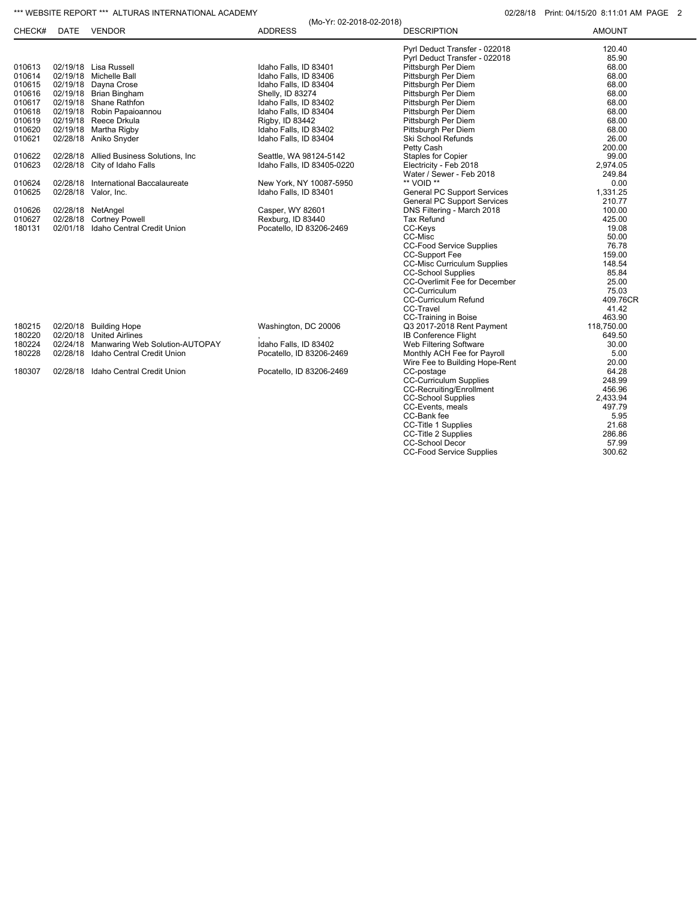| CHECK# | DATE | VENDOR | ADDRESS | DESCRIPTION | AMOUNT |
|---|---|---|---|---|---|
| | | | | Pyrl Deduct Transfer - 022018 | 120.40 |
| | | | | Pyrl Deduct Transfer - 022018 | 85.90 |
| 010613 | 02/19/18 | Lisa Russell | Idaho Falls, ID 83401 | Pittsburgh Per Diem | 68.00 |
| 010614 | 02/19/18 | Michelle Ball | Idaho Falls, ID 83406 | Pittsburgh Per Diem | 68.00 |
| 010615 | 02/19/18 | Dayna Crose | Idaho Falls, ID 83404 | Pittsburgh Per Diem | 68.00 |
| 010616 | 02/19/18 | Brian Bingham | Shelly, ID 83274 | Pittsburgh Per Diem | 68.00 |
| 010617 | 02/19/18 | Shane Rathfon | Idaho Falls, ID 83402 | Pittsburgh Per Diem | 68.00 |
| 010618 | 02/19/18 | Robin Papaioannou | Idaho Falls, ID 83404 | Pittsburgh Per Diem | 68.00 |
| 010619 | 02/19/18 | Reece Drkula | Rigby, ID 83442 | Pittsburgh Per Diem | 68.00 |
| 010620 | 02/19/18 | Martha Rigby | Idaho Falls, ID 83402 | Pittsburgh Per Diem | 68.00 |
| 010621 | 02/28/18 | Aniko Snyder | Idaho Falls, ID 83404 | Ski School Refunds | 26.00 |
| | | | | Petty Cash | 200.00 |
| 010622 | 02/28/18 | Allied Business Solutions, Inc | Seattle, WA 98124-5142 | Staples for Copier | 99.00 |
| 010623 | 02/28/18 | City of Idaho Falls | Idaho Falls, ID 83405-0220 | Electricity - Feb 2018 | 2,974.05 |
| | | | | Water / Sewer - Feb 2018 | 249.84 |
| 010624 | 02/28/18 | International Baccalaureate | New York, NY 10087-5950 | ** VOID ** | 0.00 |
| 010625 | 02/28/18 | Valor, Inc. | Idaho Falls, ID 83401 | General PC Support Services | 1,331.25 |
| | | | | General PC Support Services | 210.77 |
| 010626 | 02/28/18 | NetAngel | Casper, WY 82601 | DNS Filtering - March 2018 | 100.00 |
| 010627 | 02/28/18 | Cortney Powell | Rexburg, ID 83440 | Tax Refund | 425.00 |
| 180131 | 02/01/18 | Idaho Central Credit Union | Pocatello, ID 83206-2469 | CC-Keys | 19.08 |
| | | | | CC-Misc | 50.00 |
| | | | | CC-Food Service Supplies | 76.78 |
| | | | | CC-Support Fee | 159.00 |
| | | | | CC-Misc Curriculum Supplies | 148.54 |
| | | | | CC-School Supplies | 85.84 |
| | | | | CC-Overlimit Fee for December | 25.00 |
| | | | | CC-Curriculum | 75.03 |
| | | | | CC-Curriculum Refund | 409.76CR |
| | | | | CC-Travel | 41.42 |
| | | | | CC-Training in Boise | 463.90 |
| 180215 | 02/20/18 | Building Hope | Washington, DC 20006 | Q3 2017-2018 Rent Payment | 118,750.00 |
| 180220 | 02/20/18 | United Airlines | , | IB Conference Flight | 649.50 |
| 180224 | 02/24/18 | Manwaring Web Solution-AUTOPAY | Idaho Falls, ID 83402 | Web Filtering Software | 30.00 |
| 180228 | 02/28/18 | Idaho Central Credit Union | Pocatello, ID 83206-2469 | Monthly ACH Fee for Payroll | 5.00 |
| | | | | Wire Fee to Building Hope-Rent | 20.00 |
| 180307 | 02/28/18 | Idaho Central Credit Union | Pocatello, ID 83206-2469 | CC-postage | 64.28 |
| | | | | CC-Curriculum Supplies | 248.99 |
| | | | | CC-Recruiting/Enrollment | 456.96 |
| | | | | CC-School Supplies | 2,433.94 |
| | | | | CC-Events, meals | 497.79 |
| | | | | CC-Bank fee | 5.95 |
| | | | | CC-Title 1 Supplies | 21.68 |
| | | | | CC-Title 2 Supplies | 286.86 |
| | | | | CC-School Decor | 57.99 |
| | | | | CC-Food Service Supplies | 300.62 |